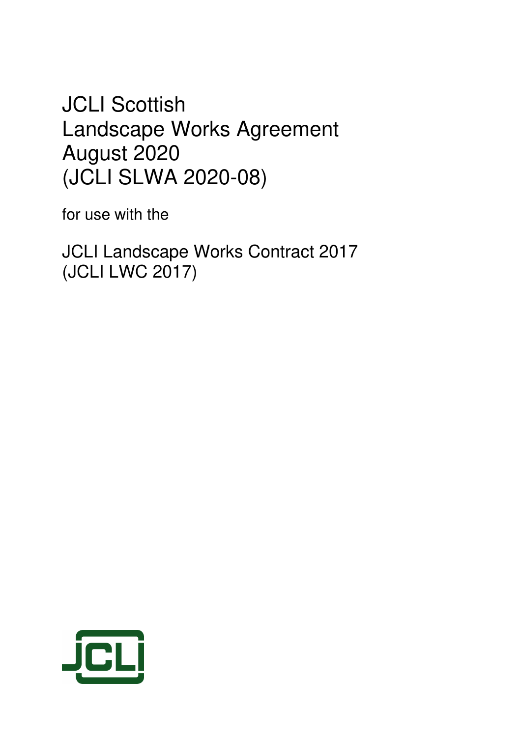# JCLI Scottish Landscape Works Agreement August 2020 (JCLI SLWA 2020-08)

for use with the

JCLI Landscape Works Contract 2017
(JCLI LWC 2017)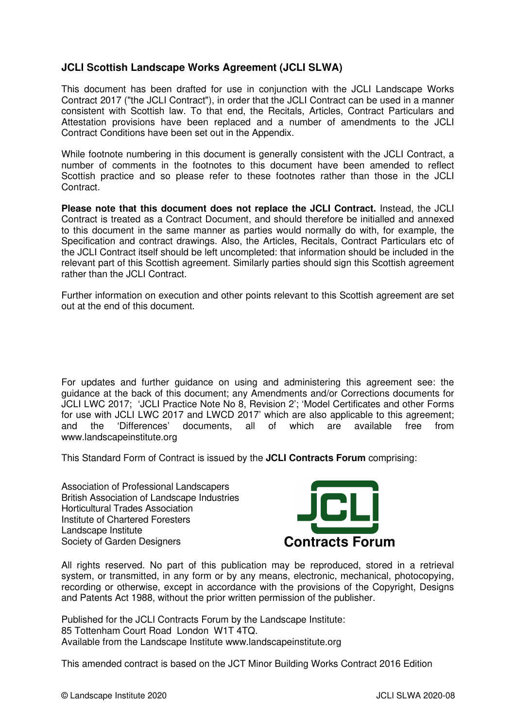**JCLI Scottish Landscape Works Agreement (JCLI SLWA)**

This document has been drafted for use in conjunction with the JCLI Landscape Works Contract 2017 ("the JCLI Contract"), in order that the JCLI Contract can be used in a manner consistent with Scottish law. To that end, the Recitals, Articles, Contract Particulars and Attestation provisions have been replaced and a number of amendments to the JCLI Contract Conditions have been set out in the Appendix.

While footnote numbering in this document is generally consistent with the JCLI Contract, a number of comments in the footnotes to this document have been amended to reflect Scottish practice and so please refer to these footnotes rather than those in the JCLI Contract.

**Please note that this document does not replace the JCLI Contract.** Instead, the JCLI Contract is treated as a Contract Document, and should therefore be initialled and annexed to this document in the same manner as parties would normally do with, for example, the Specification and contract drawings. Also, the Articles, Recitals, Contract Particulars etc of the JCLI Contract itself should be left uncompleted: that information should be included in the relevant part of this Scottish agreement. Similarly parties should sign this Scottish agreement rather than the JCLI Contract.

Further information on execution and other points relevant to this Scottish agreement are set out at the end of this document.

For updates and further guidance on using and administering this agreement see: the guidance at the back of this document; any Amendments and/or Corrections documents for JCLI LWC 2017; 'JCLI Practice Note No 8, Revision 2'; 'Model Certificates and other Forms for use with JCLI LWC 2017 and LWCD 2017' which are also applicable to this agreement; and the 'Differences' documents, all of which are available free from www.landscapeinstitute.org

This Standard Form of Contract is issued by the **JCLI Contracts Forum** comprising:

Association of Professional Landscapers
British Association of Landscape Industries
Horticultural Trades Association
Institute of Chartered Foresters
Landscape Institute
Society of Garden Designers

**JCLI Contracts Forum**

All rights reserved. No part of this publication may be reproduced, stored in a retrieval system, or transmitted, in any form or by any means, electronic, mechanical, photocopying, recording or otherwise, except in accordance with the provisions of the Copyright, Designs and Patents Act 1988, without the prior written permission of the publisher.

Published for the JCLI Contracts Forum by the Landscape Institute:
85 Tottenham Court Road London W1T 4TQ.
Available from the Landscape Institute www.landscapeinstitute.org

This amended contract is based on the JCT Minor Building Works Contract 2016 Edition

© Landscape Institute 2020 JCLI SLWA 2020-08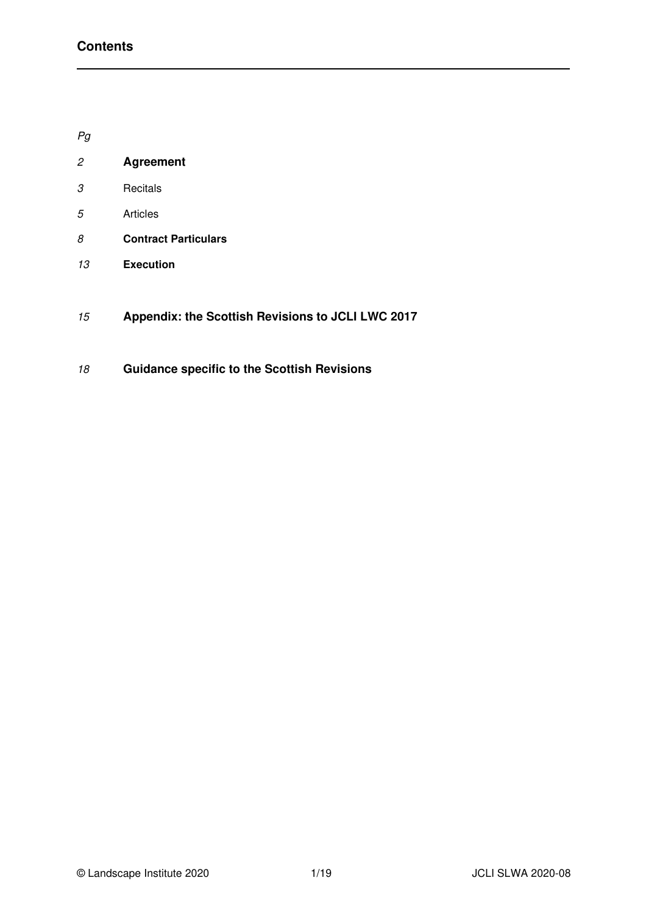## Contents

*Pg*

| | |
|---|---|
| *2* | **Agreement** |
| *3* | Recitals |
| *5* | Articles |
| *8* | **Contract Particulars** |
| *13* | **Execution** |
| *15* | **Appendix: the Scottish Revisions to JCLI LWC 2017** |
| *18* | **Guidance specific to the Scottish Revisions** |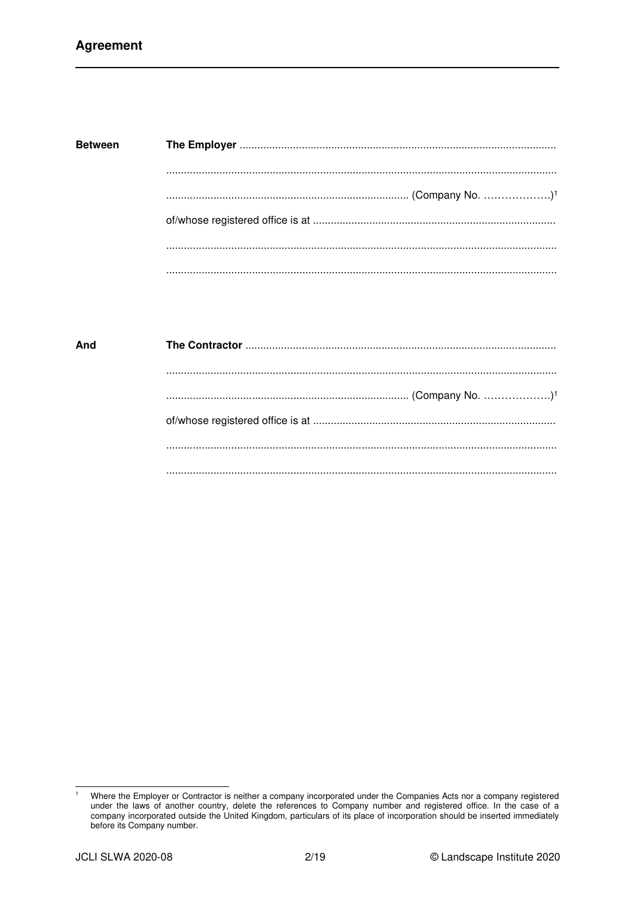# Agreement

**Between** **The Employer** ..........................................................................................................

..................................................................................................................................

.................................................................................. (Company No. ……………….)[1]

of/whose registered office is at .................................................................................

..................................................................................................................................

..................................................................................................................................

**And** **The Contractor** ........................................................................................................

..................................................................................................................................

.................................................................................. (Company No. ……………….)[1]

of/whose registered office is at .................................................................................

..................................................................................................................................

..................................................................................................................................

[1] Where the Employer or Contractor is neither a company incorporated under the Companies Acts nor a company registered under the laws of another country, delete the references to Company number and registered office. In the case of a company incorporated outside the United Kingdom, particulars of its place of incorporation should be inserted immediately before its Company number.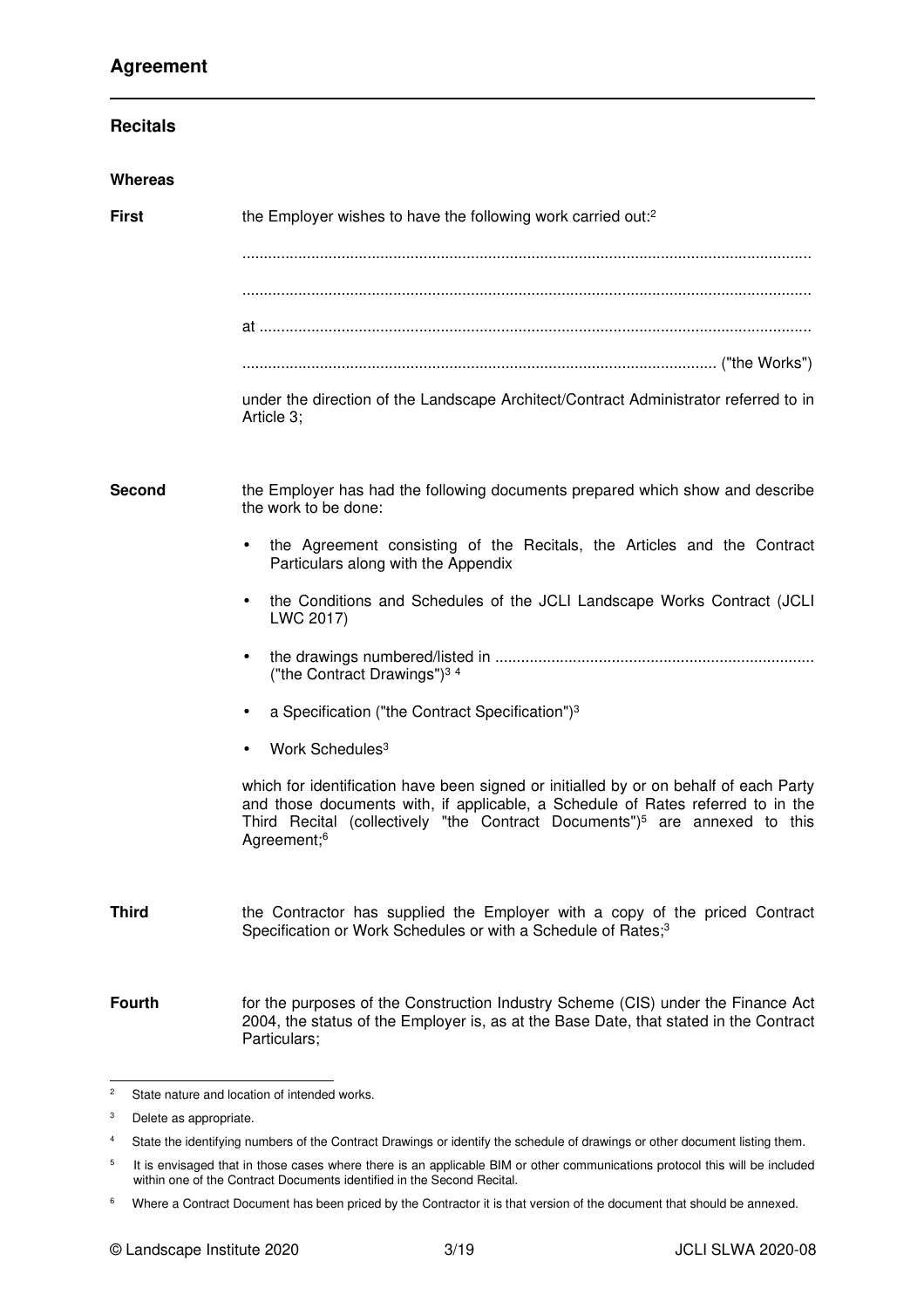## Agreement

### Recitals

**Whereas**

**First** the Employer wishes to have the following work carried out:[2]

.................................................................................................................................

.................................................................................................................................

at .............................................................................................................................

........................................................................................................... ("the Works")

under the direction of the Landscape Architect/Contract Administrator referred to in Article 3;

**Second** the Employer has had the following documents prepared which show and describe the work to be done:

- the Agreement consisting of the Recitals, the Articles and the Contract Particulars along with the Appendix
- the Conditions and Schedules of the JCLI Landscape Works Contract (JCLI LWC 2017)
- the drawings numbered/listed in ......................................................................... ("the Contract Drawings")[3] [4]
- a Specification ("the Contract Specification")[3]
- Work Schedules[3]

which for identification have been signed or initialled by or on behalf of each Party and those documents with, if applicable, a Schedule of Rates referred to in the Third Recital (collectively "the Contract Documents")[5] are annexed to this Agreement;[6]

**Third** the Contractor has supplied the Employer with a copy of the priced Contract Specification or Work Schedules or with a Schedule of Rates;[3]

**Fourth** for the purposes of the Construction Industry Scheme (CIS) under the Finance Act 2004, the status of the Employer is, as at the Base Date, that stated in the Contract Particulars;

---

[2] State nature and location of intended works.

[3] Delete as appropriate.

[4] State the identifying numbers of the Contract Drawings or identify the schedule of drawings or other document listing them.

[5] It is envisaged that in those cases where there is an applicable BIM or other communications protocol this will be included within one of the Contract Documents identified in the Second Recital.

[6] Where a Contract Document has been priced by the Contractor it is that version of the document that should be annexed.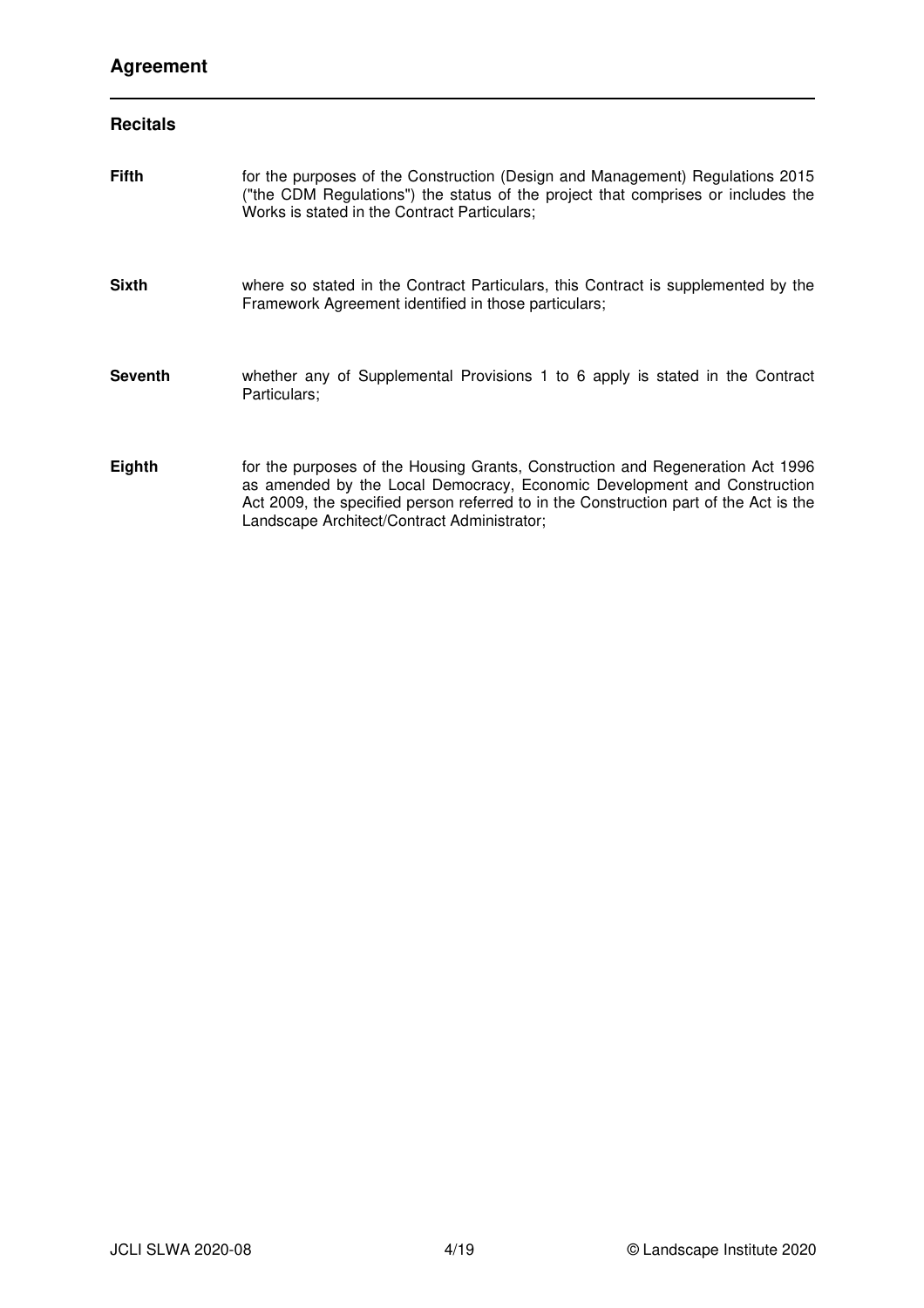## Agreement

### Recitals

**Fifth** for the purposes of the Construction (Design and Management) Regulations 2015 ("the CDM Regulations") the status of the project that comprises or includes the Works is stated in the Contract Particulars;

**Sixth** where so stated in the Contract Particulars, this Contract is supplemented by the Framework Agreement identified in those particulars;

**Seventh** whether any of Supplemental Provisions 1 to 6 apply is stated in the Contract Particulars;

**Eighth** for the purposes of the Housing Grants, Construction and Regeneration Act 1996 as amended by the Local Democracy, Economic Development and Construction Act 2009, the specified person referred to in the Construction part of the Act is the Landscape Architect/Contract Administrator;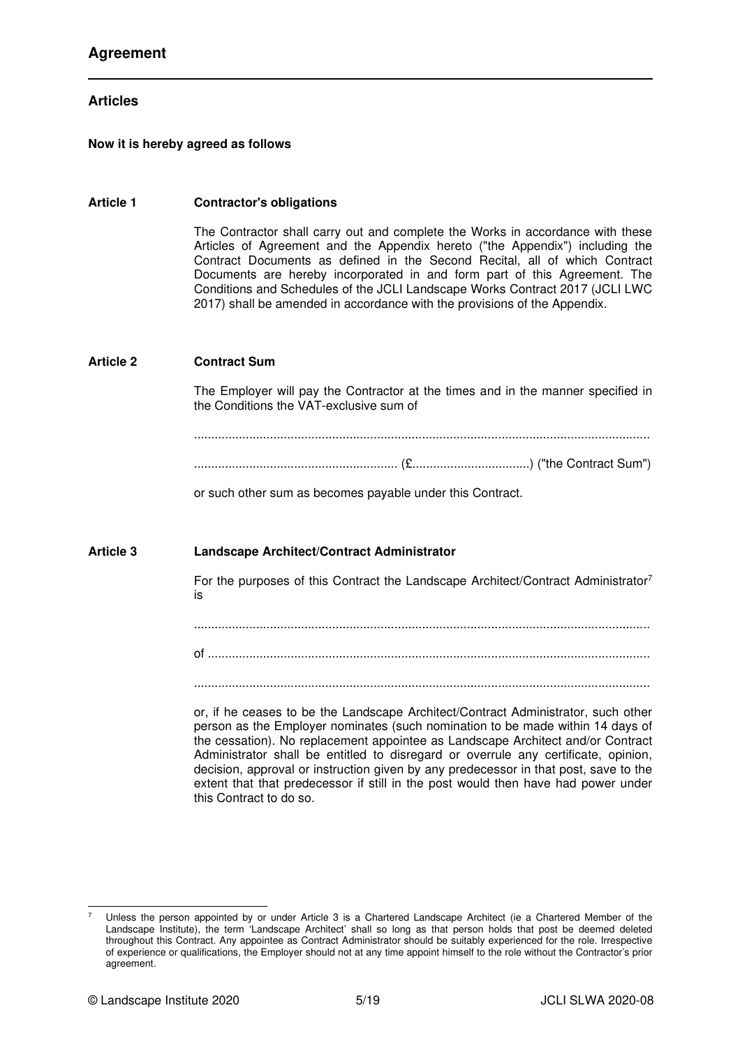# Agreement

## Articles

**Now it is hereby agreed as follows**

**Article 1 Contractor's obligations**

The Contractor shall carry out and complete the Works in accordance with these Articles of Agreement and the Appendix hereto ("the Appendix") including the Contract Documents as defined in the Second Recital, all of which Contract Documents are hereby incorporated in and form part of this Agreement. The Conditions and Schedules of the JCLI Landscape Works Contract 2017 (JCLI LWC 2017) shall be amended in accordance with the provisions of the Appendix.

**Article 2 Contract Sum**

The Employer will pay the Contractor at the times and in the manner specified in the Conditions the VAT-exclusive sum of

..................................................................................................................................

........................................................... (£..................................) ("the Contract Sum")

or such other sum as becomes payable under this Contract.

**Article 3 Landscape Architect/Contract Administrator**

For the purposes of this Contract the Landscape Architect/Contract Administrator[7] is

..................................................................................................................................

of ..............................................................................................................................

..................................................................................................................................

or, if he ceases to be the Landscape Architect/Contract Administrator, such other person as the Employer nominates (such nomination to be made within 14 days of the cessation). No replacement appointee as Landscape Architect and/or Contract Administrator shall be entitled to disregard or overrule any certificate, opinion, decision, approval or instruction given by any predecessor in that post, save to the extent that that predecessor if still in the post would then have had power under this Contract to do so.

---

[7] Unless the person appointed by or under Article 3 is a Chartered Landscape Architect (ie a Chartered Member of the Landscape Institute), the term 'Landscape Architect' shall so long as that person holds that post be deemed deleted throughout this Contract. Any appointee as Contract Administrator should be suitably experienced for the role. Irrespective of experience or qualifications, the Employer should not at any time appoint himself to the role without the Contractor's prior agreement.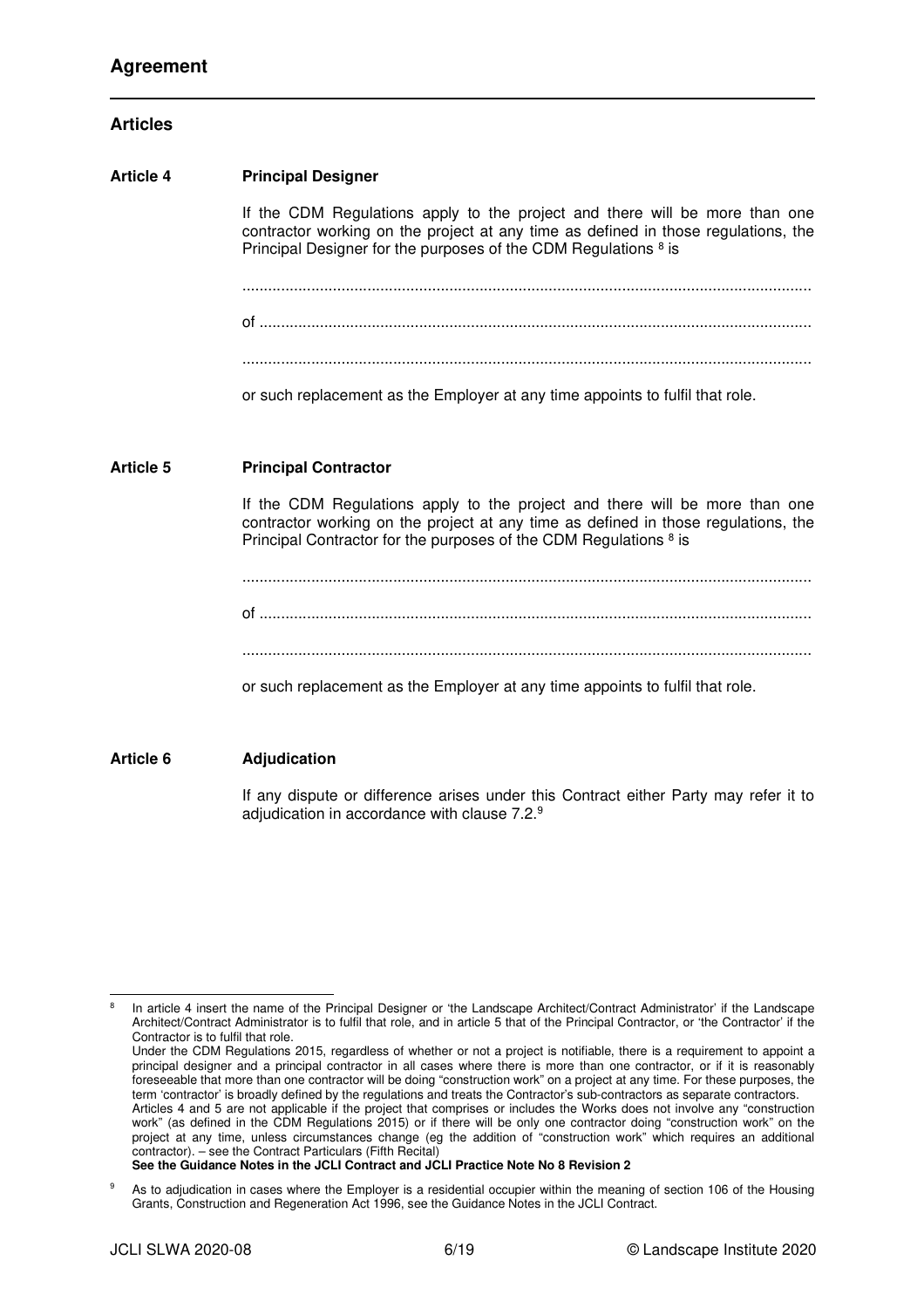## Agreement

### Articles

**Article 4** **Principal Designer**

If the CDM Regulations apply to the project and there will be more than one contractor working on the project at any time as defined in those regulations, the Principal Designer for the purposes of the CDM Regulations [8] is

..................................................................................................................................

of ..............................................................................................................................

..................................................................................................................................

or such replacement as the Employer at any time appoints to fulfil that role.

**Article 5** **Principal Contractor**

If the CDM Regulations apply to the project and there will be more than one contractor working on the project at any time as defined in those regulations, the Principal Contractor for the purposes of the CDM Regulations [8] is

..................................................................................................................................

of ..............................................................................................................................

..................................................................................................................................

or such replacement as the Employer at any time appoints to fulfil that role.

**Article 6** **Adjudication**

If any dispute or difference arises under this Contract either Party may refer it to adjudication in accordance with clause 7.2.[9]

---

[8] In article 4 insert the name of the Principal Designer or 'the Landscape Architect/Contract Administrator' if the Landscape Architect/Contract Administrator is to fulfil that role, and in article 5 that of the Principal Contractor, or 'the Contractor' if the Contractor is to fulfil that role.
Under the CDM Regulations 2015, regardless of whether or not a project is notifiable, there is a requirement to appoint a principal designer and a principal contractor in all cases where there is more than one contractor, or if it is reasonably foreseeable that more than one contractor will be doing "construction work" on a project at any time. For these purposes, the term 'contractor' is broadly defined by the regulations and treats the Contractor's sub-contractors as separate contractors.
Articles 4 and 5 are not applicable if the project that comprises or includes the Works does not involve any "construction work" (as defined in the CDM Regulations 2015) or if there will be only one contractor doing "construction work" on the project at any time, unless circumstances change (eg the addition of "construction work" which requires an additional contractor). – see the Contract Particulars (Fifth Recital)
**See the Guidance Notes in the JCLI Contract and JCLI Practice Note No 8 Revision 2**

[9] As to adjudication in cases where the Employer is a residential occupier within the meaning of section 106 of the Housing Grants, Construction and Regeneration Act 1996, see the Guidance Notes in the JCLI Contract.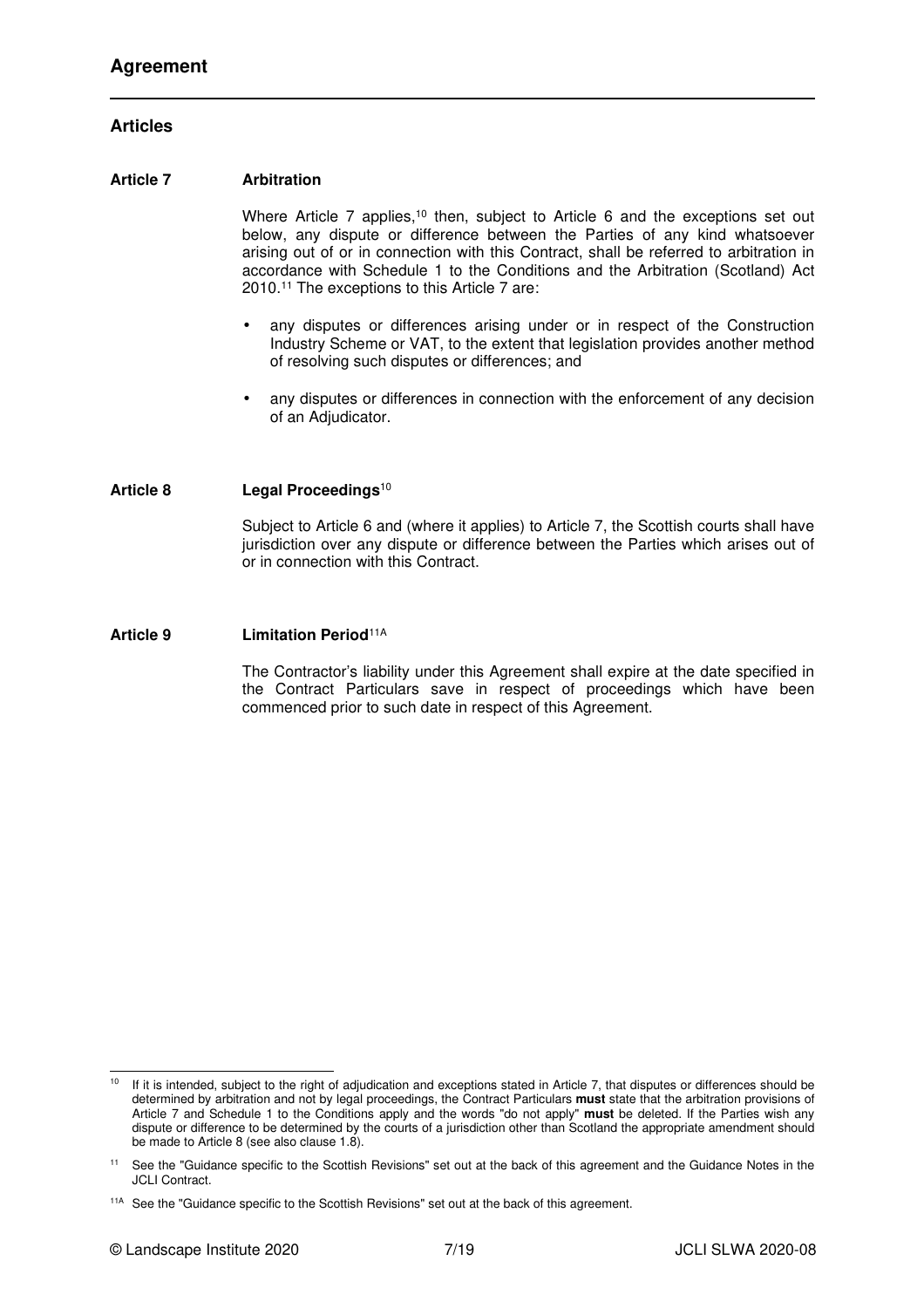# Agreement

## Articles

### Article 7 Arbitration

Where Article 7 applies,[10] then, subject to Article 6 and the exceptions set out below, any dispute or difference between the Parties of any kind whatsoever arising out of or in connection with this Contract, shall be referred to arbitration in accordance with Schedule 1 to the Conditions and the Arbitration (Scotland) Act 2010.[11] The exceptions to this Article 7 are:

- any disputes or differences arising under or in respect of the Construction Industry Scheme or VAT, to the extent that legislation provides another method of resolving such disputes or differences; and
- any disputes or differences in connection with the enforcement of any decision of an Adjudicator.

### Article 8 Legal Proceedings[10]

Subject to Article 6 and (where it applies) to Article 7, the Scottish courts shall have jurisdiction over any dispute or difference between the Parties which arises out of or in connection with this Contract.

### Article 9 Limitation Period[11A]

The Contractor's liability under this Agreement shall expire at the date specified in the Contract Particulars save in respect of proceedings which have been commenced prior to such date in respect of this Agreement.

---

[10] If it is intended, subject to the right of adjudication and exceptions stated in Article 7, that disputes or differences should be determined by arbitration and not by legal proceedings, the Contract Particulars **must** state that the arbitration provisions of Article 7 and Schedule 1 to the Conditions apply and the words "do not apply" **must** be deleted. If the Parties wish any dispute or difference to be determined by the courts of a jurisdiction other than Scotland the appropriate amendment should be made to Article 8 (see also clause 1.8).

[11] See the "Guidance specific to the Scottish Revisions" set out at the back of this agreement and the Guidance Notes in the JCLI Contract.

[11A] See the "Guidance specific to the Scottish Revisions" set out at the back of this agreement.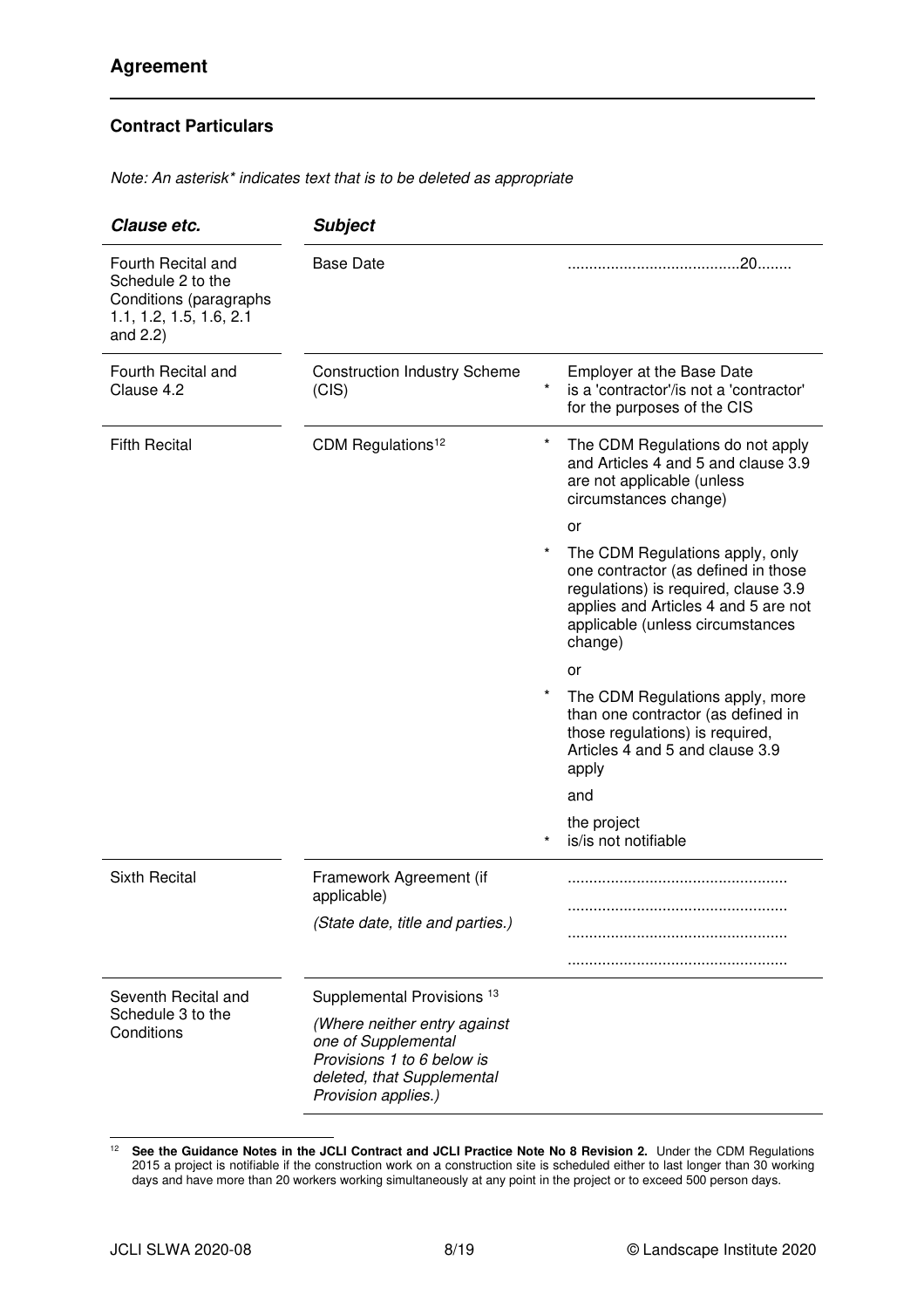## Agreement

### Contract Particulars

*Note: An asterisk\* indicates text that is to be deleted as appropriate*

| *Clause etc.* | *Subject* | | |
|---|---|---|---|
| Fourth Recital and Schedule 2 to the Conditions (paragraphs 1.1, 1.2, 1.5, 1.6, 2.1 and 2.2) | Base Date | | .......................................20........ |
| Fourth Recital and Clause 4.2 | Construction Industry Scheme (CIS) | * | Employer at the Base Date is a 'contractor'/is not a 'contractor' for the purposes of the CIS |
| Fifth Recital | CDM Regulations[12] | * | The CDM Regulations do not apply and Articles 4 and 5 and clause 3.9 are not applicable (unless circumstances change) |
| | | | or |
| | | * | The CDM Regulations apply, only one contractor (as defined in those regulations) is required, clause 3.9 applies and Articles 4 and 5 are not applicable (unless circumstances change) |
| | | | or |
| | | * | The CDM Regulations apply, more than one contractor (as defined in those regulations) is required, Articles 4 and 5 and clause 3.9 apply |
| | | | and |
| | | * | the project is/is not notifiable |
| Sixth Recital | Framework Agreement (if applicable) *(State date, title and parties.)* | | .................................................. .................................................. .................................................. .................................................. |
| Seventh Recital and Schedule 3 to the Conditions | Supplemental Provisions [13] *(Where neither entry against one of Supplemental Provisions 1 to 6 below is deleted, that Supplemental Provision applies.)* | | |

[12] **See the Guidance Notes in the JCLI Contract and JCLI Practice Note No 8 Revision 2.** Under the CDM Regulations 2015 a project is notifiable if the construction work on a construction site is scheduled either to last longer than 30 working days and have more than 20 workers working simultaneously at any point in the project or to exceed 500 person days.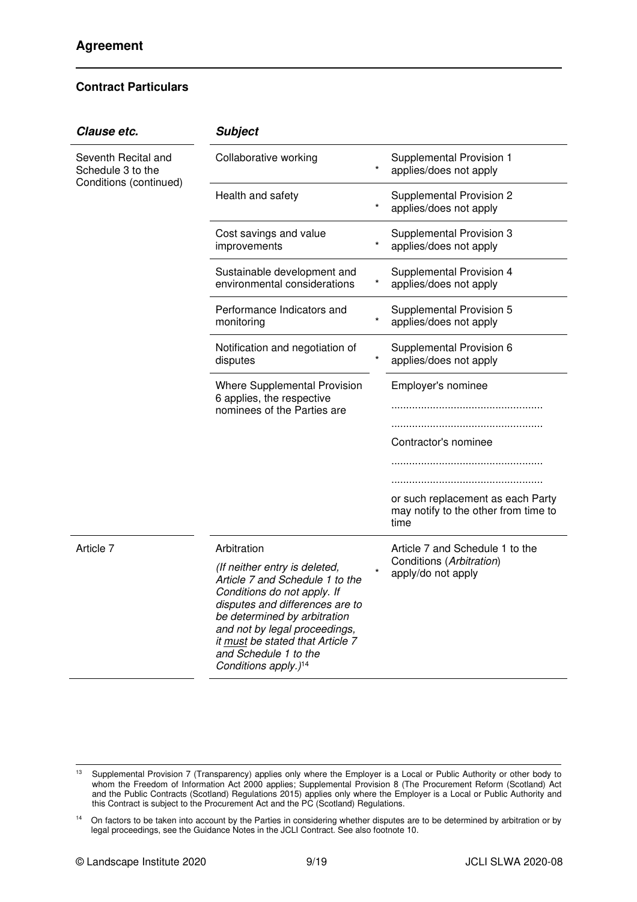## Agreement

### Contract Particulars

| *Clause etc.* | *Subject* | | |
|---|---|---|---|
| Seventh Recital and Schedule 3 to the Conditions (continued) | Collaborative working | * | Supplemental Provision 1 applies/does not apply |
| | Health and safety | * | Supplemental Provision 2 applies/does not apply |
| | Cost savings and value improvements | * | Supplemental Provision 3 applies/does not apply |
| | Sustainable development and environmental considerations | * | Supplemental Provision 4 applies/does not apply |
| | Performance Indicators and monitoring | * | Supplemental Provision 5 applies/does not apply |
| | Notification and negotiation of disputes | * | Supplemental Provision 6 applies/does not apply |
| | Where Supplemental Provision 6 applies, the respective nominees of the Parties are | | Employer's nominee<br>..................................................<br>..................................................<br>Contractor's nominee<br>..................................................<br>..................................................<br>or such replacement as each Party may notify to the other from time to time |
| Article 7 | Arbitration<br>*(If neither entry is deleted, Article 7 and Schedule 1 to the Conditions do not apply. If disputes and differences are to be determined by arbitration and not by legal proceedings, it must be stated that Article 7 and Schedule 1 to the Conditions apply.)*[14] | * | Article 7 and Schedule 1 to the Conditions (*Arbitration*) apply/do not apply |

[13] Supplemental Provision 7 (Transparency) applies only where the Employer is a Local or Public Authority or other body to whom the Freedom of Information Act 2000 applies; Supplemental Provision 8 (The Procurement Reform (Scotland) Act and the Public Contracts (Scotland) Regulations 2015) applies only where the Employer is a Local or Public Authority and this Contract is subject to the Procurement Act and the PC (Scotland) Regulations.

[14] On factors to be taken into account by the Parties in considering whether disputes are to be determined by arbitration or by legal proceedings, see the Guidance Notes in the JCLI Contract. See also footnote 10.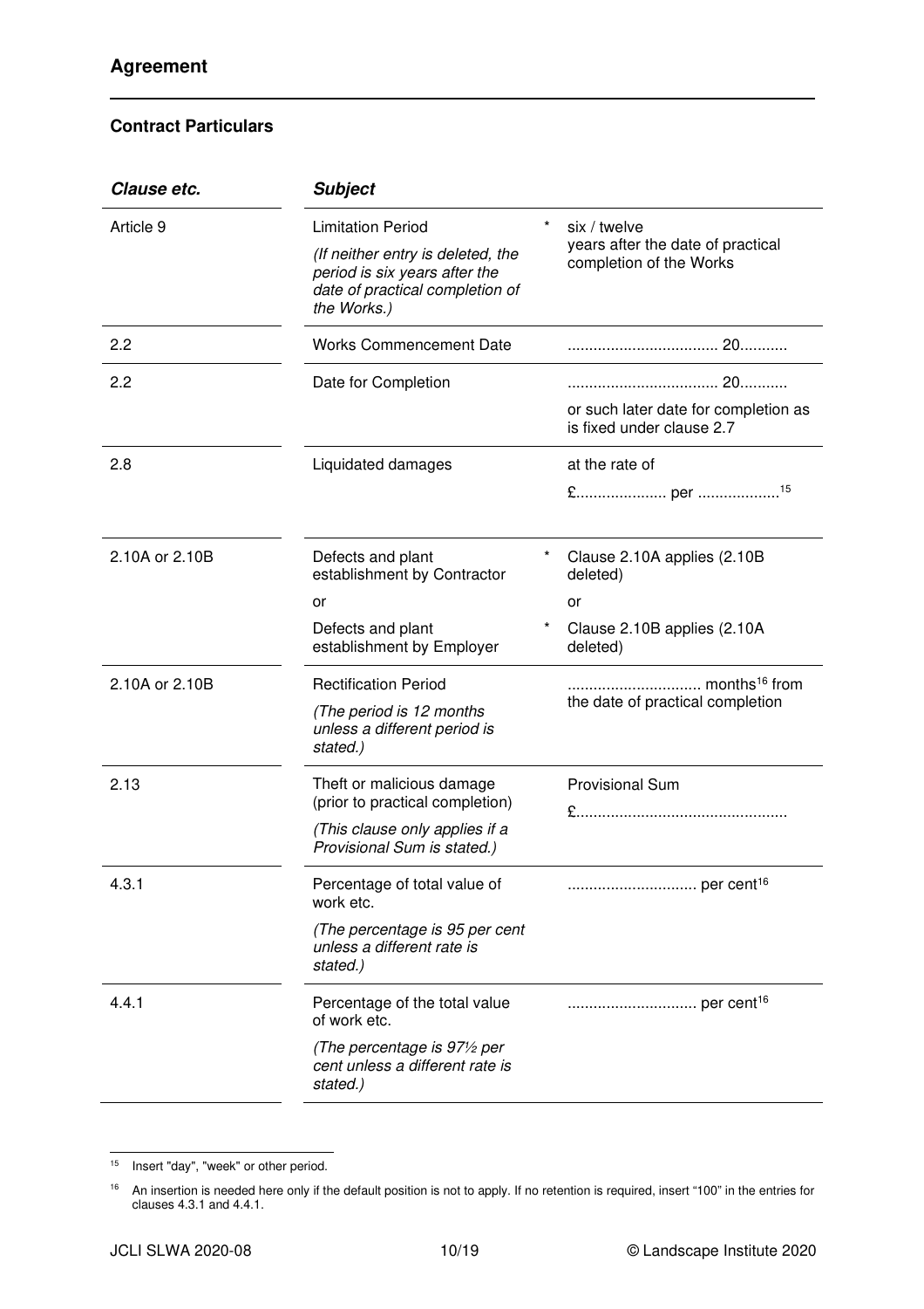## Agreement

### Contract Particulars

| *Clause etc.* | *Subject* | | |
|---|---|---|---|
| Article 9 | Limitation Period<br>*(If neither entry is deleted, the period is six years after the date of practical completion of the Works.)* | * | six / twelve<br>years after the date of practical completion of the Works |
| 2.2 | Works Commencement Date | | .................................. 20........... |
| 2.2 | Date for Completion | | .................................. 20...........<br>or such later date for completion as is fixed under clause 2.7 |
| 2.8 | Liquidated damages | | at the rate of<br>£.................... per ..................[15] |
| 2.10A or 2.10B | Defects and plant establishment by Contractor<br>or<br>Defects and plant establishment by Employer | *<br><br>* | Clause 2.10A applies (2.10B deleted)<br>or<br>Clause 2.10B applies (2.10A deleted) |
| 2.10A or 2.10B | Rectification Period<br>*(The period is 12 months unless a different period is stated.)* | | .............................. months[16] from the date of practical completion |
| 2.13 | Theft or malicious damage (prior to practical completion)<br>*(This clause only applies if a Provisional Sum is stated.)* | | Provisional Sum<br>£................................................ |
| 4.3.1 | Percentage of total value of work etc.<br>*(The percentage is 95 per cent unless a different rate is stated.)* | | ............................. per cent[16] |
| 4.4.1 | Percentage of the total value of work etc.<br>*(The percentage is 97½ per cent unless a different rate is stated.)* | | ............................. per cent[16] |

[15] Insert "day", "week" or other period.

[16] An insertion is needed here only if the default position is not to apply. If no retention is required, insert "100" in the entries for clauses 4.3.1 and 4.4.1.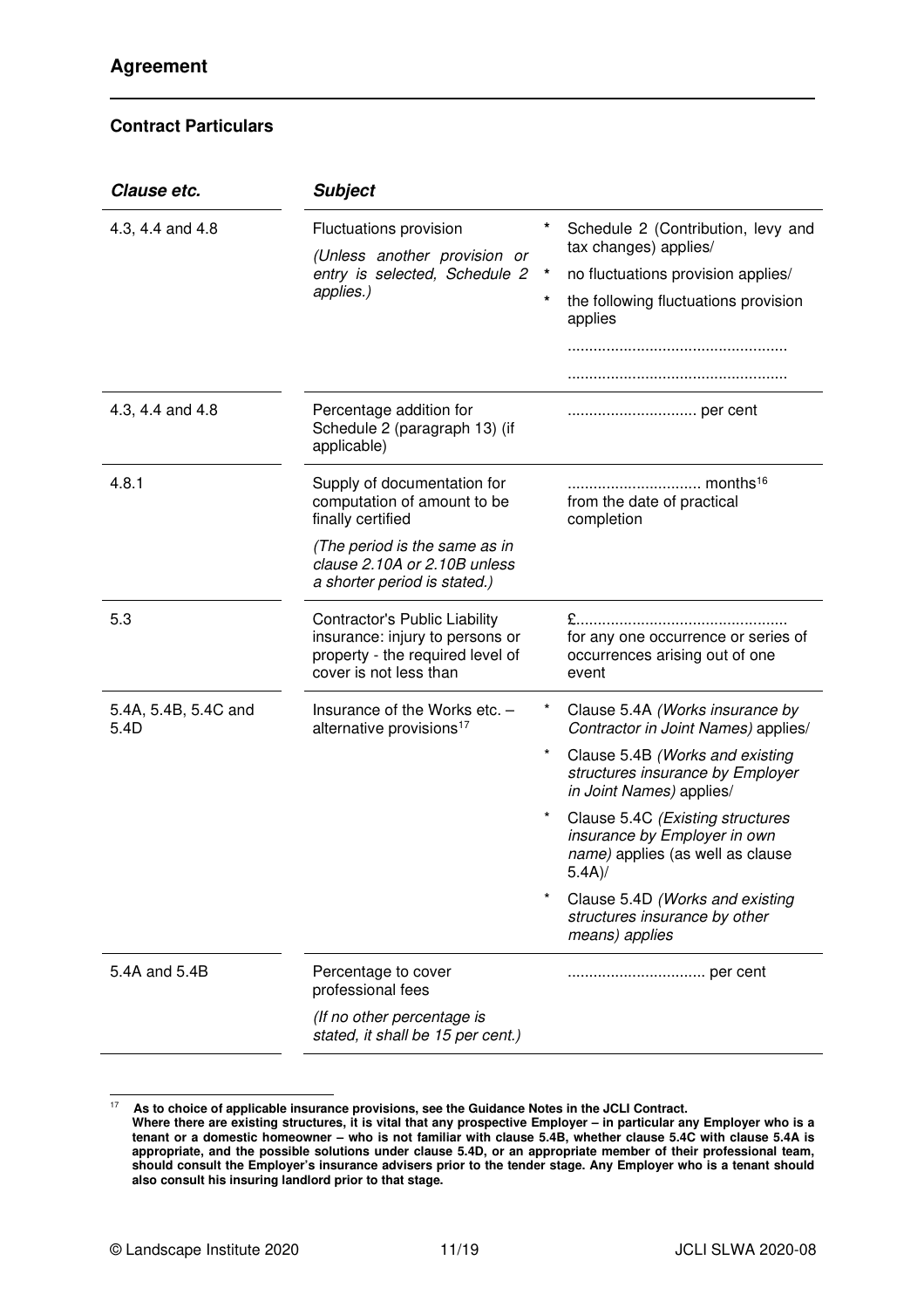## Agreement

### Contract Particulars

| *Clause etc.* | *Subject* | |
|---|---|---|
| 4.3, 4.4 and 4.8 | Fluctuations provision<br>*(Unless another provision or entry is selected, Schedule 2 applies.)* | * Schedule 2 (Contribution, levy and tax changes) applies/<br>* no fluctuations provision applies/<br>* the following fluctuations provision applies<br>..................................................<br>.................................................. |
| 4.3, 4.4 and 4.8 | Percentage addition for Schedule 2 (paragraph 13) (if applicable) | .............................. per cent |
| 4.8.1 | Supply of documentation for computation of amount to be finally certified<br>*(The period is the same as in clause 2.10A or 2.10B unless a shorter period is stated.)* | ............................... months[16] from the date of practical completion |
| 5.3 | Contractor's Public Liability insurance: injury to persons or property - the required level of cover is not less than | £................................................ for any one occurrence or series of occurrences arising out of one event |
| 5.4A, 5.4B, 5.4C and 5.4D | Insurance of the Works etc. – alternative provisions[17] | * Clause 5.4A *(Works insurance by Contractor in Joint Names)* applies/<br>* Clause 5.4B *(Works and existing structures insurance by Employer in Joint Names)* applies/<br>* Clause 5.4C *(Existing structures insurance by Employer in own name)* applies (as well as clause 5.4A)/<br>* Clause 5.4D *(Works and existing structures insurance by other means)* applies |
| 5.4A and 5.4B | Percentage to cover professional fees<br>*(If no other percentage is stated, it shall be 15 per cent.)* | ................................ per cent |

---

[17] **As to choice of applicable insurance provisions, see the Guidance Notes in the JCLI Contract. Where there are existing structures, it is vital that any prospective Employer – in particular any Employer who is a tenant or a domestic homeowner – who is not familiar with clause 5.4B, whether clause 5.4C with clause 5.4A is appropriate, and the possible solutions under clause 5.4D, or an appropriate member of their professional team, should consult the Employer's insurance advisers prior to the tender stage. Any Employer who is a tenant should also consult his insuring landlord prior to that stage.**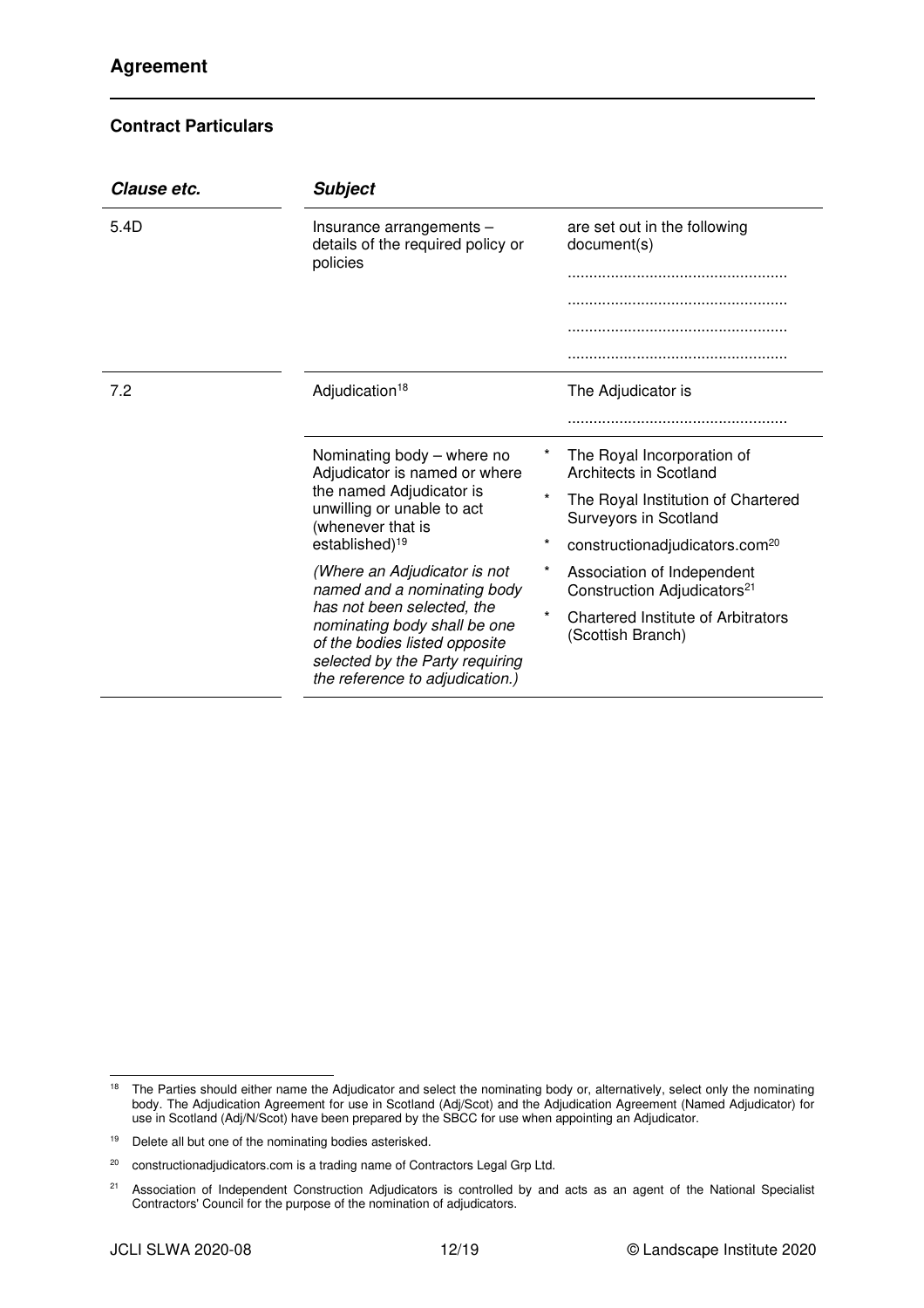## Agreement

### Contract Particulars

| *Clause etc.* | *Subject* | |
|---|---|---|
| 5.4D | Insurance arrangements – details of the required policy or policies | are set out in the following document(s)<br>..................................................<br>..................................................<br>..................................................<br>.................................................. |
| 7.2 | Adjudication[18] | The Adjudicator is<br>.................................................. |
| | Nominating body – where no Adjudicator is named or where the named Adjudicator is unwilling or unable to act (whenever that is established)[19]<br><br>*(Where an Adjudicator is not named and a nominating body has not been selected, the nominating body shall be one of the bodies listed opposite selected by the Party requiring the reference to adjudication.)* | * The Royal Incorporation of Architects in Scotland<br>* The Royal Institution of Chartered Surveyors in Scotland<br>* constructionadjudicators.com[20]<br>* Association of Independent Construction Adjudicators[21]<br>* Chartered Institute of Arbitrators (Scottish Branch) |

---

[18] The Parties should either name the Adjudicator and select the nominating body or, alternatively, select only the nominating body. The Adjudication Agreement for use in Scotland (Adj/Scot) and the Adjudication Agreement (Named Adjudicator) for use in Scotland (Adj/N/Scot) have been prepared by the SBCC for use when appointing an Adjudicator.

[19] Delete all but one of the nominating bodies asterisked.

[20] constructionadjudicators.com is a trading name of Contractors Legal Grp Ltd.

[21] Association of Independent Construction Adjudicators is controlled by and acts as an agent of the National Specialist Contractors' Council for the purpose of the nomination of adjudicators.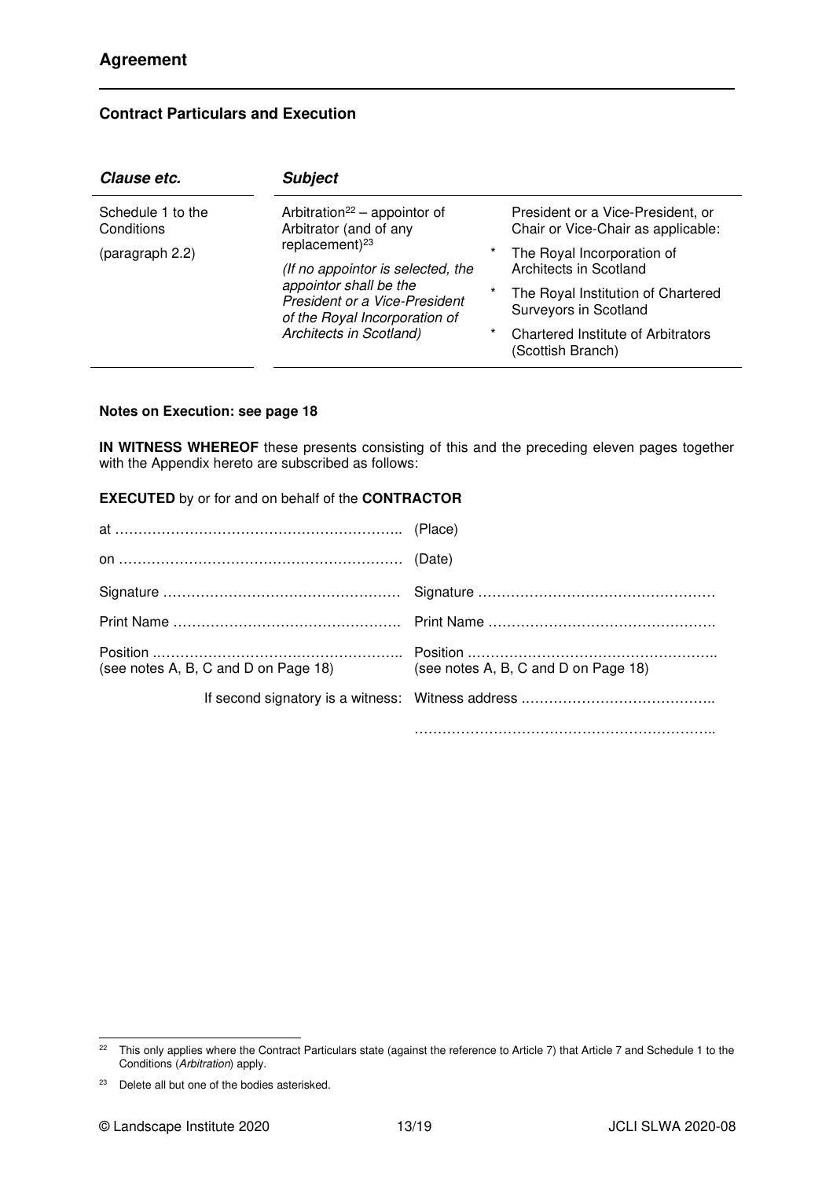## Agreement

### Contract Particulars and Execution

| *Clause etc.* | *Subject* | |
|---|---|---|
| Schedule 1 to the Conditions<br>(paragraph 2.2) | Arbitration[22] – appointor of Arbitrator (and of any replacement)[23]<br>*(If no appointor is selected, the appointor shall be the President or a Vice-President of the Royal Incorporation of Architects in Scotland)* | President or a Vice-President, or Chair or Vice-Chair as applicable:<br>* The Royal Incorporation of Architects in Scotland<br>* The Royal Institution of Chartered Surveyors in Scotland<br>* Chartered Institute of Arbitrators (Scottish Branch) |

**Notes on Execution: see page 18**

**IN WITNESS WHEREOF** these presents consisting of this and the preceding eleven pages together with the Appendix hereto are subscribed as follows:

**EXECUTED** by or for and on behalf of the **CONTRACTOR**

at ………………………………………………….. (Place)

on …………………………………………………. (Date)

Signature ………………………………………… Signature …………………………………………

Print Name ……………………………………… Print Name ………………………………………

Position ..…………………………………………. Position ………………………………………….
(see notes A, B, C and D on Page 18) (see notes A, B, C and D on Page 18)

If second signatory is a witness: Witness address ………………………………….

…………………………………………………….

---

[22] This only applies where the Contract Particulars state (against the reference to Article 7) that Article 7 and Schedule 1 to the Conditions (*Arbitration*) apply.

[23] Delete all but one of the bodies asterisked.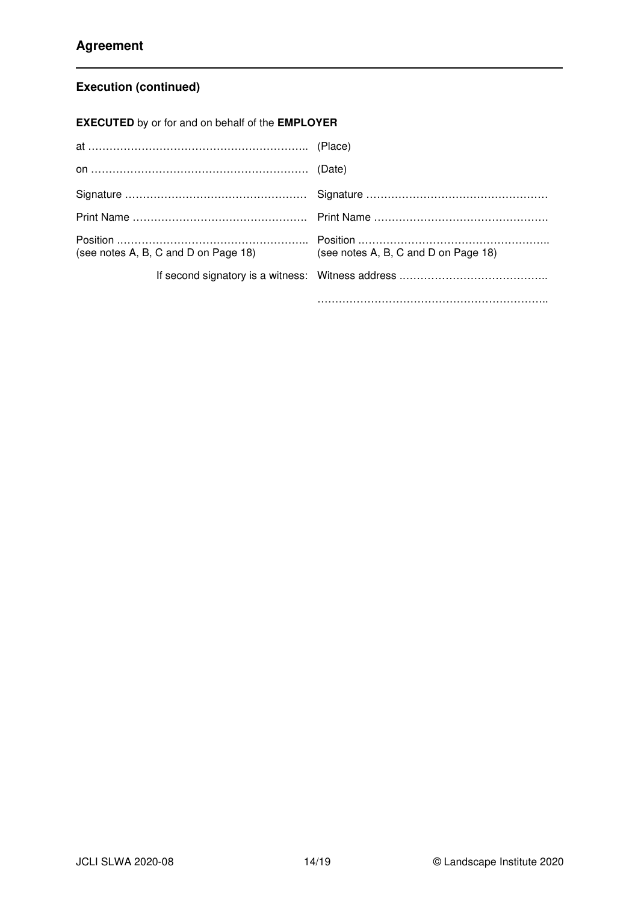## Agreement

### Execution (continued)

**EXECUTED** by or for and on behalf of the **EMPLOYER**

at ………………………………………………….. (Place)

on …………………………………………………. (Date)

Signature ………………………………………… Signature …………………………………………

Print Name ………………………………………. Print Name ……………………………………….

Position ………………………………………….. Position …………………………………………..
(see notes A, B, C and D on Page 18) (see notes A, B, C and D on Page 18)

If second signatory is a witness: Witness address ………………………………..

……………………………………………………..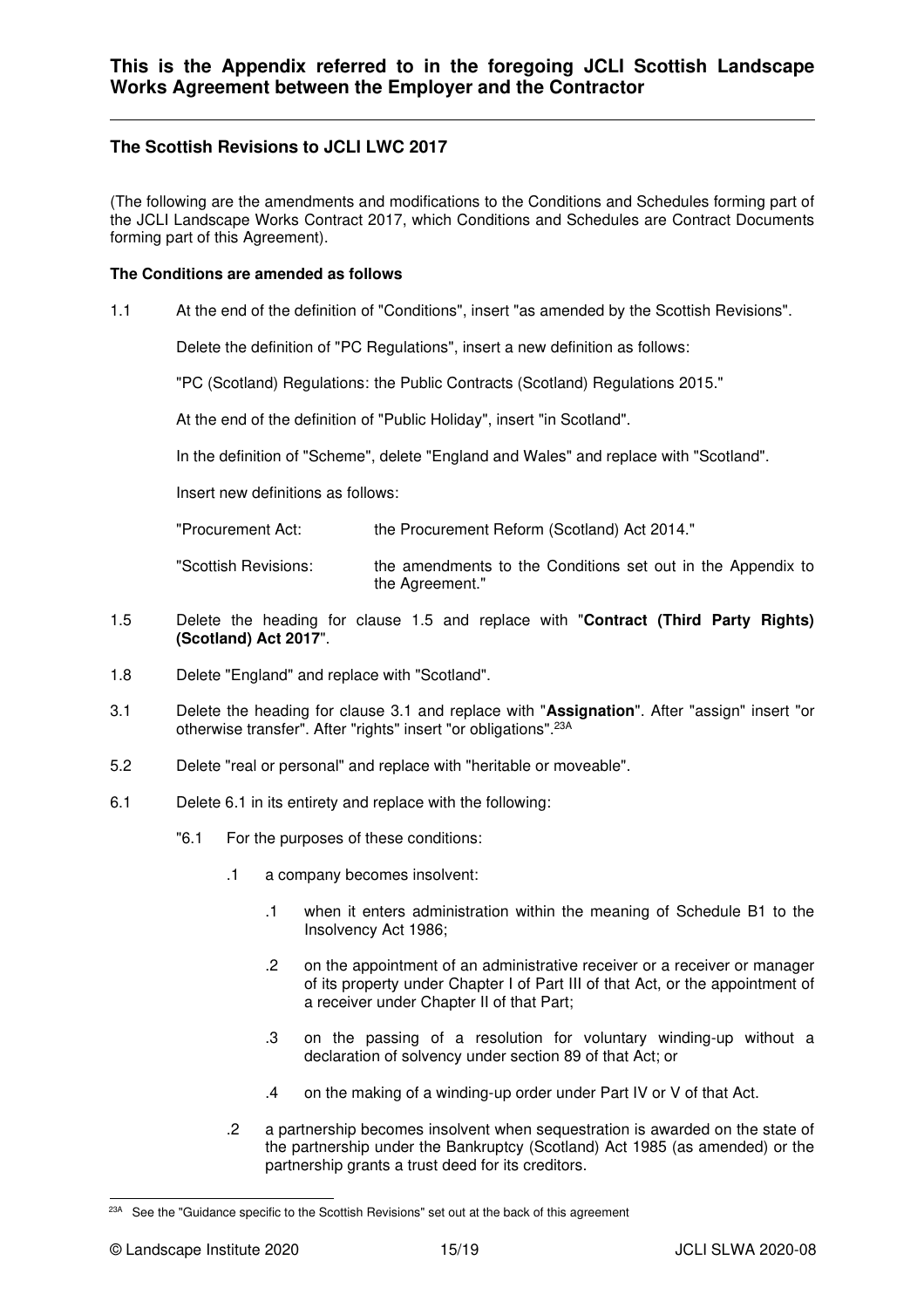## This is the Appendix referred to in the foregoing JCLI Scottish Landscape Works Agreement between the Employer and the Contractor

---

### The Scottish Revisions to JCLI LWC 2017

(The following are the amendments and modifications to the Conditions and Schedules forming part of the JCLI Landscape Works Contract 2017, which Conditions and Schedules are Contract Documents forming part of this Agreement).

**The Conditions are amended as follows**

1.1 At the end of the definition of "Conditions", insert "as amended by the Scottish Revisions".

Delete the definition of "PC Regulations", insert a new definition as follows:

"PC (Scotland) Regulations: the Public Contracts (Scotland) Regulations 2015."

At the end of the definition of "Public Holiday", insert "in Scotland".

In the definition of "Scheme", delete "England and Wales" and replace with "Scotland".

Insert new definitions as follows:

"Procurement Act: the Procurement Reform (Scotland) Act 2014."

"Scottish Revisions: the amendments to the Conditions set out in the Appendix to the Agreement."

1.5 Delete the heading for clause 1.5 and replace with "**Contract (Third Party Rights) (Scotland) Act 2017**".

1.8 Delete "England" and replace with "Scotland".

3.1 Delete the heading for clause 3.1 and replace with "**Assignation**". After "assign" insert "or otherwise transfer". After "rights" insert "or obligations".[23A]

5.2 Delete "real or personal" and replace with "heritable or moveable".

6.1 Delete 6.1 in its entirety and replace with the following:

"6.1 For the purposes of these conditions:

- .1 a company becomes insolvent:
  - .1 when it enters administration within the meaning of Schedule B1 to the Insolvency Act 1986;
  - .2 on the appointment of an administrative receiver or a receiver or manager of its property under Chapter I of Part III of that Act, or the appointment of a receiver under Chapter II of that Part;
  - .3 on the passing of a resolution for voluntary winding-up without a declaration of solvency under section 89 of that Act; or
  - .4 on the making of a winding-up order under Part IV or V of that Act.
- .2 a partnership becomes insolvent when sequestration is awarded on the state of the partnership under the Bankruptcy (Scotland) Act 1985 (as amended) or the partnership grants a trust deed for its creditors.

---

[23A] See the "Guidance specific to the Scottish Revisions" set out at the back of this agreement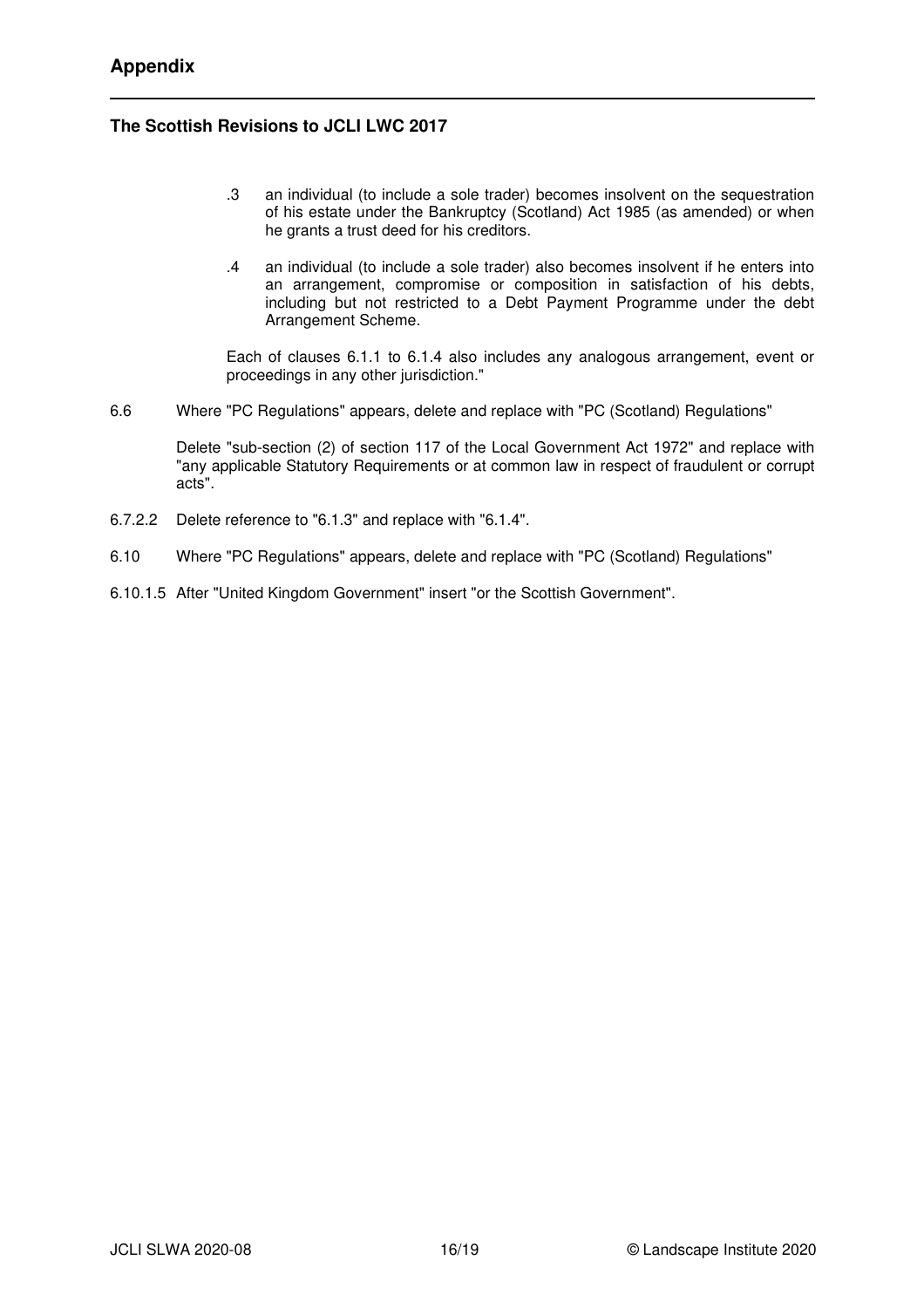## Appendix

### The Scottish Revisions to JCLI LWC 2017

.3 an individual (to include a sole trader) becomes insolvent on the sequestration of his estate under the Bankruptcy (Scotland) Act 1985 (as amended) or when he grants a trust deed for his creditors.

.4 an individual (to include a sole trader) also becomes insolvent if he enters into an arrangement, compromise or composition in satisfaction of his debts, including but not restricted to a Debt Payment Programme under the debt Arrangement Scheme.

Each of clauses 6.1.1 to 6.1.4 also includes any analogous arrangement, event or proceedings in any other jurisdiction."

6.6 Where "PC Regulations" appears, delete and replace with "PC (Scotland) Regulations"

Delete "sub-section (2) of section 117 of the Local Government Act 1972" and replace with "any applicable Statutory Requirements or at common law in respect of fraudulent or corrupt acts".

6.7.2.2 Delete reference to "6.1.3" and replace with "6.1.4".

6.10 Where "PC Regulations" appears, delete and replace with "PC (Scotland) Regulations"

6.10.1.5 After "United Kingdom Government" insert "or the Scottish Government".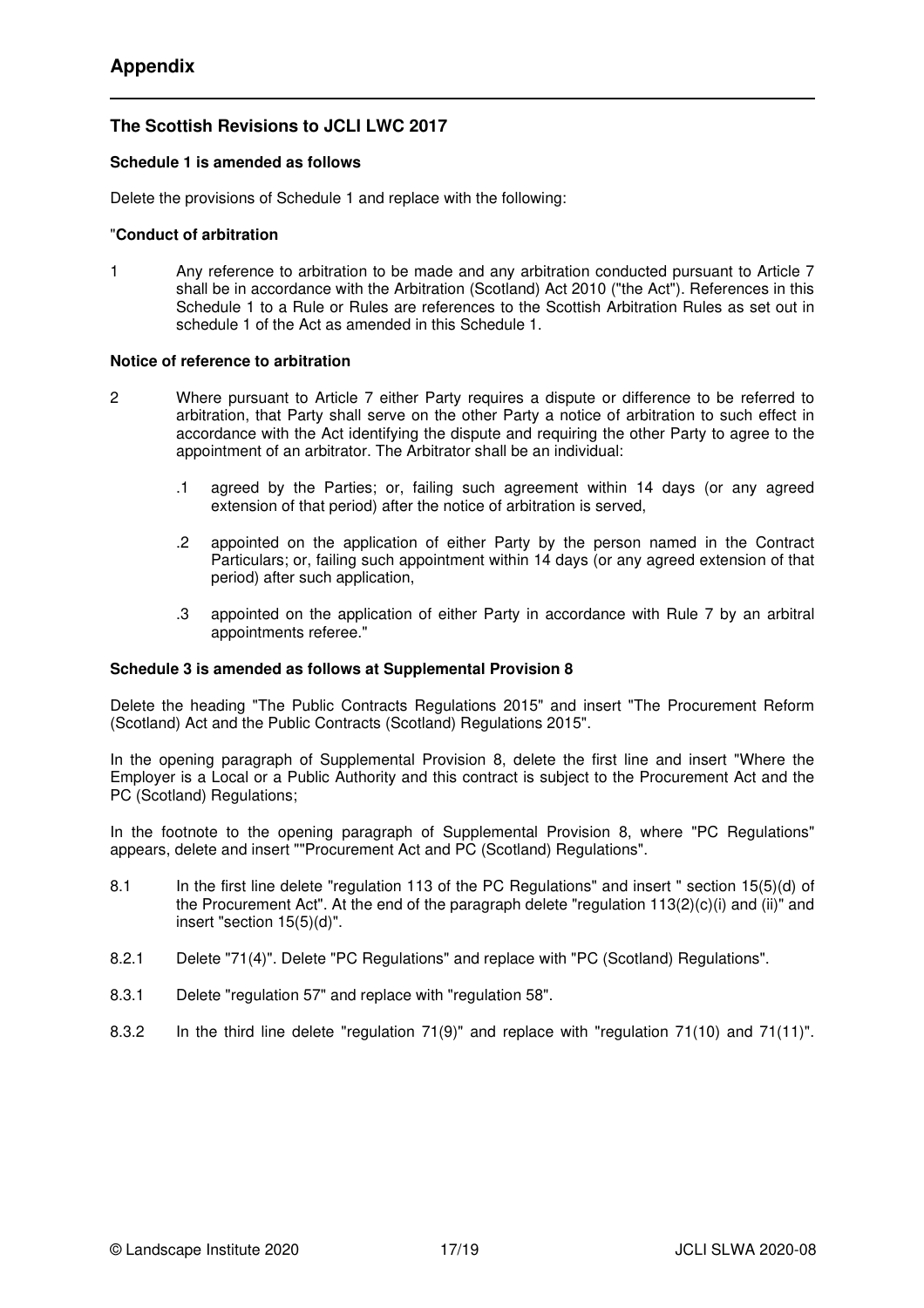# Appendix

## The Scottish Revisions to JCLI LWC 2017

**Schedule 1 is amended as follows**

Delete the provisions of Schedule 1 and replace with the following:

"**Conduct of arbitration**

1 Any reference to arbitration to be made and any arbitration conducted pursuant to Article 7 shall be in accordance with the Arbitration (Scotland) Act 2010 ("the Act"). References in this Schedule 1 to a Rule or Rules are references to the Scottish Arbitration Rules as set out in schedule 1 of the Act as amended in this Schedule 1.

**Notice of reference to arbitration**

2 Where pursuant to Article 7 either Party requires a dispute or difference to be referred to arbitration, that Party shall serve on the other Party a notice of arbitration to such effect in accordance with the Act identifying the dispute and requiring the other Party to agree to the appointment of an arbitrator. The Arbitrator shall be an individual:

.1 agreed by the Parties; or, failing such agreement within 14 days (or any agreed extension of that period) after the notice of arbitration is served,

.2 appointed on the application of either Party by the person named in the Contract Particulars; or, failing such appointment within 14 days (or any agreed extension of that period) after such application,

.3 appointed on the application of either Party in accordance with Rule 7 by an arbitral appointments referee."

**Schedule 3 is amended as follows at Supplemental Provision 8**

Delete the heading "The Public Contracts Regulations 2015" and insert "The Procurement Reform (Scotland) Act and the Public Contracts (Scotland) Regulations 2015".

In the opening paragraph of Supplemental Provision 8, delete the first line and insert "Where the Employer is a Local or a Public Authority and this contract is subject to the Procurement Act and the PC (Scotland) Regulations;

In the footnote to the opening paragraph of Supplemental Provision 8, where "PC Regulations" appears, delete and insert ""Procurement Act and PC (Scotland) Regulations".

8.1 In the first line delete "regulation 113 of the PC Regulations" and insert " section 15(5)(d) of the Procurement Act". At the end of the paragraph delete "regulation 113(2)(c)(i) and (ii)" and insert "section 15(5)(d)".

8.2.1 Delete "71(4)". Delete "PC Regulations" and replace with "PC (Scotland) Regulations".

8.3.1 Delete "regulation 57" and replace with "regulation 58".

8.3.2 In the third line delete "regulation 71(9)" and replace with "regulation 71(10) and 71(11)".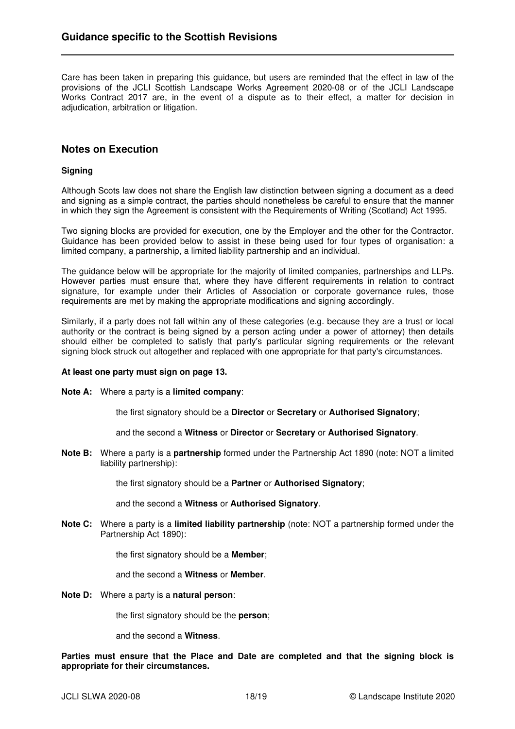## Guidance specific to the Scottish Revisions

Care has been taken in preparing this guidance, but users are reminded that the effect in law of the provisions of the JCLI Scottish Landscape Works Agreement 2020-08 or of the JCLI Landscape Works Contract 2017 are, in the event of a dispute as to their effect, a matter for decision in adjudication, arbitration or litigation.

## Notes on Execution

### Signing

Although Scots law does not share the English law distinction between signing a document as a deed and signing as a simple contract, the parties should nonetheless be careful to ensure that the manner in which they sign the Agreement is consistent with the Requirements of Writing (Scotland) Act 1995.

Two signing blocks are provided for execution, one by the Employer and the other for the Contractor. Guidance has been provided below to assist in these being used for four types of organisation: a limited company, a partnership, a limited liability partnership and an individual.

The guidance below will be appropriate for the majority of limited companies, partnerships and LLPs. However parties must ensure that, where they have different requirements in relation to contract signature, for example under their Articles of Association or corporate governance rules, those requirements are met by making the appropriate modifications and signing accordingly.

Similarly, if a party does not fall within any of these categories (e.g. because they are a trust or local authority or the contract is being signed by a person acting under a power of attorney) then details should either be completed to satisfy that party's particular signing requirements or the relevant signing block struck out altogether and replaced with one appropriate for that party's circumstances.

**At least one party must sign on page 13.**

**Note A:** Where a party is a **limited company**:

the first signatory should be a **Director** or **Secretary** or **Authorised Signatory**;

and the second a **Witness** or **Director** or **Secretary** or **Authorised Signatory**.

**Note B:** Where a party is a **partnership** formed under the Partnership Act 1890 (note: NOT a limited liability partnership):

the first signatory should be a **Partner** or **Authorised Signatory**;

and the second a **Witness** or **Authorised Signatory**.

**Note C:** Where a party is a **limited liability partnership** (note: NOT a partnership formed under the Partnership Act 1890):

the first signatory should be a **Member**;

and the second a **Witness** or **Member**.

**Note D:** Where a party is a **natural person**:

the first signatory should be the **person**;

and the second a **Witness**.

**Parties must ensure that the Place and Date are completed and that the signing block is appropriate for their circumstances.**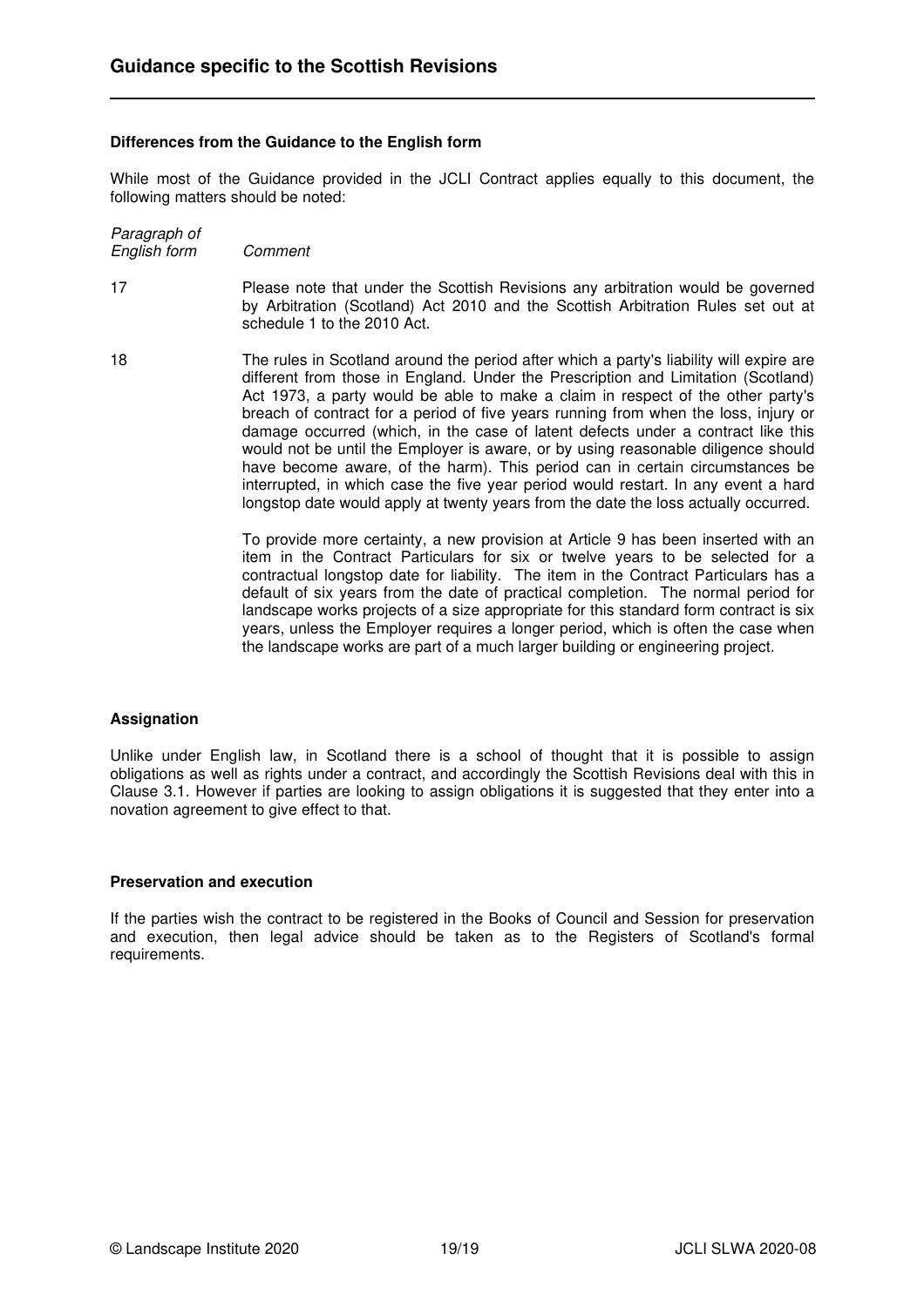## Guidance specific to the Scottish Revisions

### Differences from the Guidance to the English form

While most of the Guidance provided in the JCLI Contract applies equally to this document, the following matters should be noted:

| *Paragraph of English form* | *Comment* |
|---|---|
| 17 | Please note that under the Scottish Revisions any arbitration would be governed by Arbitration (Scotland) Act 2010 and the Scottish Arbitration Rules set out at schedule 1 to the 2010 Act. |
| 18 | The rules in Scotland around the period after which a party's liability will expire are different from those in England. Under the Prescription and Limitation (Scotland) Act 1973, a party would be able to make a claim in respect of the other party's breach of contract for a period of five years running from when the loss, injury or damage occurred (which, in the case of latent defects under a contract like this would not be until the Employer is aware, or by using reasonable diligence should have become aware, of the harm). This period can in certain circumstances be interrupted, in which case the five year period would restart. In any event a hard longstop date would apply at twenty years from the date the loss actually occurred.<br><br>To provide more certainty, a new provision at Article 9 has been inserted with an item in the Contract Particulars for six or twelve years to be selected for a contractual longstop date for liability. The item in the Contract Particulars has a default of six years from the date of practical completion. The normal period for landscape works projects of a size appropriate for this standard form contract is six years, unless the Employer requires a longer period, which is often the case when the landscape works are part of a much larger building or engineering project. |

### Assignation

Unlike under English law, in Scotland there is a school of thought that it is possible to assign obligations as well as rights under a contract, and accordingly the Scottish Revisions deal with this in Clause 3.1. However if parties are looking to assign obligations it is suggested that they enter into a novation agreement to give effect to that.

### Preservation and execution

If the parties wish the contract to be registered in the Books of Council and Session for preservation and execution, then legal advice should be taken as to the Registers of Scotland's formal requirements.